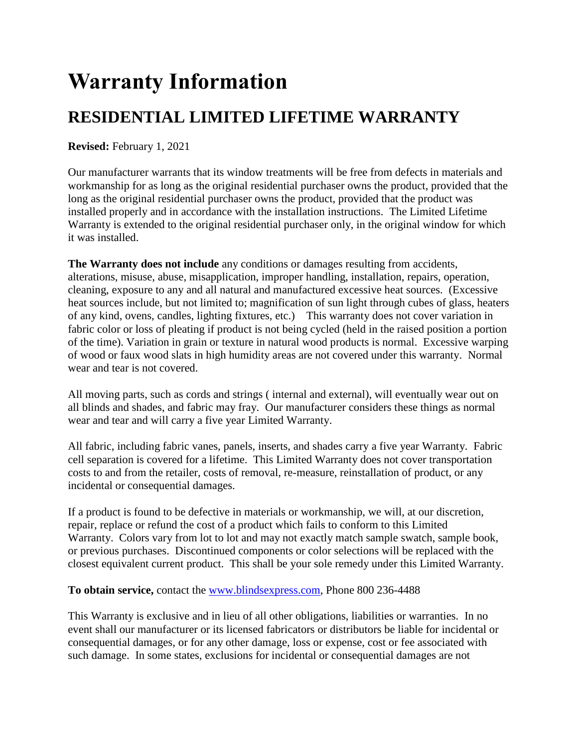# Warranty Information

## RESIDENTIAL LIMITED LIFETIME WARRANTY

**Revised:** February 1, 2021

Our manufacturer warrants that its window treatments will be free from defects in materials and workmanship for as long as the original residential purchaser owns the product, provided that the long as the original residential purchaser owns the product, provided that the product was installed properly and in accordance with the installation instructions. The Limited Lifetime Warranty is extended to the original residential purchaser only, in the original window for which it was installed.

**The Warranty does not include** any conditions or damages resulting from accidents, alterations, misuse, abuse, misapplication, improper handling, installation, repairs, operation, cleaning, exposure to any and all natural and manufactured excessive heat sources. (Excessive heat sources include, but not limited to; magnification of sun light through cubes of glass, heaters of any kind, ovens, candles, lighting fixtures, etc.) This warranty does not cover variation in fabric color or loss of pleating if product is not being cycled (held in the raised position a portion of the time). Variation in grain or texture in natural wood products is normal. Excessive warping of wood or faux wood slats in high humidity areas are not covered under this warranty. Normal wear and tear is not covered.

All moving parts, such as cords and strings ( internal and external), will eventually wear out on all blinds and shades, and fabric may fray. Our manufacturer considers these things as normal wear and tear and will carry a five year Limited Warranty.

All fabric, including fabric vanes, panels, inserts, and shades carry a five year Warranty. Fabric cell separation is covered for a lifetime. This Limited Warranty does not cover transportation costs to and from the retailer, costs of removal, re-measure, reinstallation of product, or any incidental or consequential damages.

If a product is found to be defective in materials or workmanship, we will, at our discretion, repair, replace or refund the cost of a product which fails to conform to this Limited Warranty. Colors vary from lot to lot and may not exactly match sample swatch, sample book, or previous purchases. Discontinued components or color selections will be replaced with the closest equivalent current product. This shall be your sole remedy under this Limited Warranty.

**To obtain service,** contact the www.blindsexpress.com, Phone 800 236-4488

This Warranty is exclusive and in lieu of all other obligations, liabilities or warranties. In no event shall our manufacturer or its licensed fabricators or distributors be liable for incidental or consequential damages, or for any other damage, loss or expense, cost or fee associated with such damage. In some states, exclusions for incidental or consequential damages are not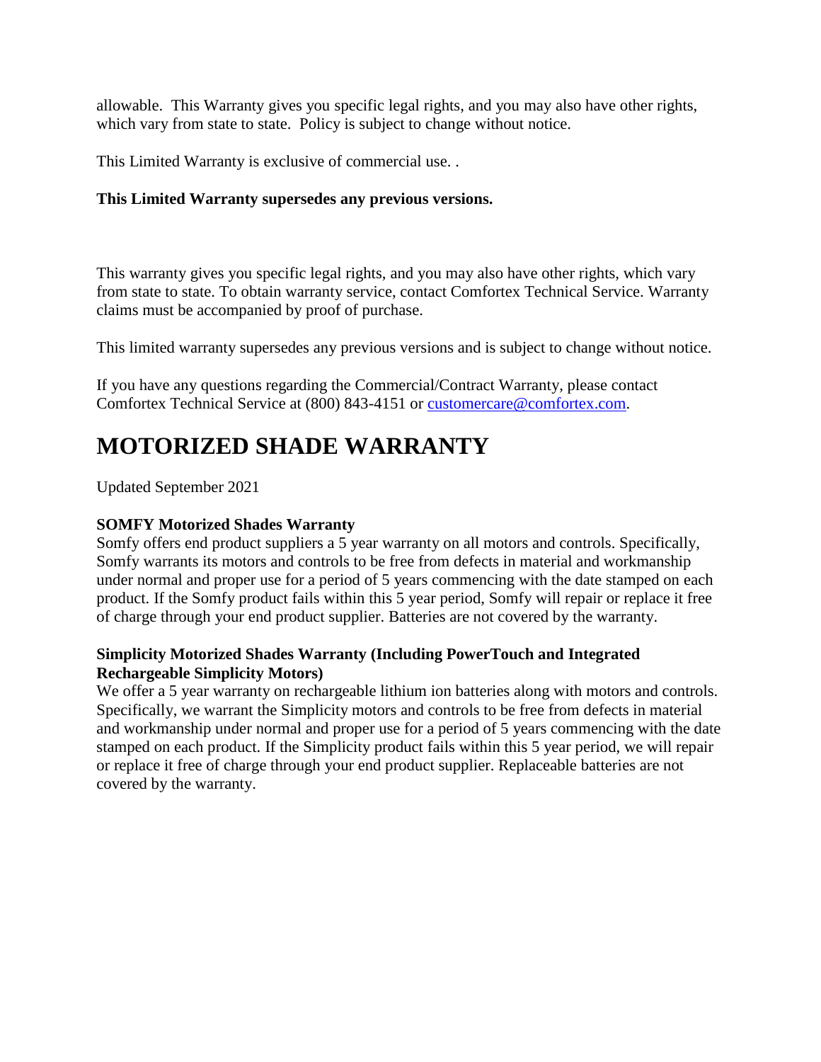allowable. This Warranty gives you specific legal rights, and you may also have other rights, which vary from state to state. Policy is subject to change without notice.

This Limited Warranty is exclusive of commercial use. .

**This Limited Warranty supersedes any previous versions.**

This warranty gives you specific legal rights, and you may also have other rights, which vary from state to state. To obtain warranty service, contact Comfortex Technical Service. Warranty claims must be accompanied by proof of purchase.

This limited warranty supersedes any previous versions and is subject to change without notice.

If you have any questions regarding the Commercial/Contract Warranty, please contact Comfortex Technical Service at (800) 843-4151 or [customercare@comfortex.com](mailto:customercare@comfortex.com).

# MOTORIZED SHADE WARRANTY

Updated September 2021

**SOMFY Motorized Shades Warranty**
Somfy offers end product suppliers a 5 year warranty on all motors and controls. Specifically, Somfy warrants its motors and controls to be free from defects in material and workmanship under normal and proper use for a period of 5 years commencing with the date stamped on each product. If the Somfy product fails within this 5 year period, Somfy will repair or replace it free of charge through your end product supplier. Batteries are not covered by the warranty.

**Simplicity Motorized Shades Warranty (Including PowerTouch and Integrated Rechargeable Simplicity Motors)**
We offer a 5 year warranty on rechargeable lithium ion batteries along with motors and controls. Specifically, we warrant the Simplicity motors and controls to be free from defects in material and workmanship under normal and proper use for a period of 5 years commencing with the date stamped on each product. If the Simplicity product fails within this 5 year period, we will repair or replace it free of charge through your end product supplier. Replaceable batteries are not covered by the warranty.